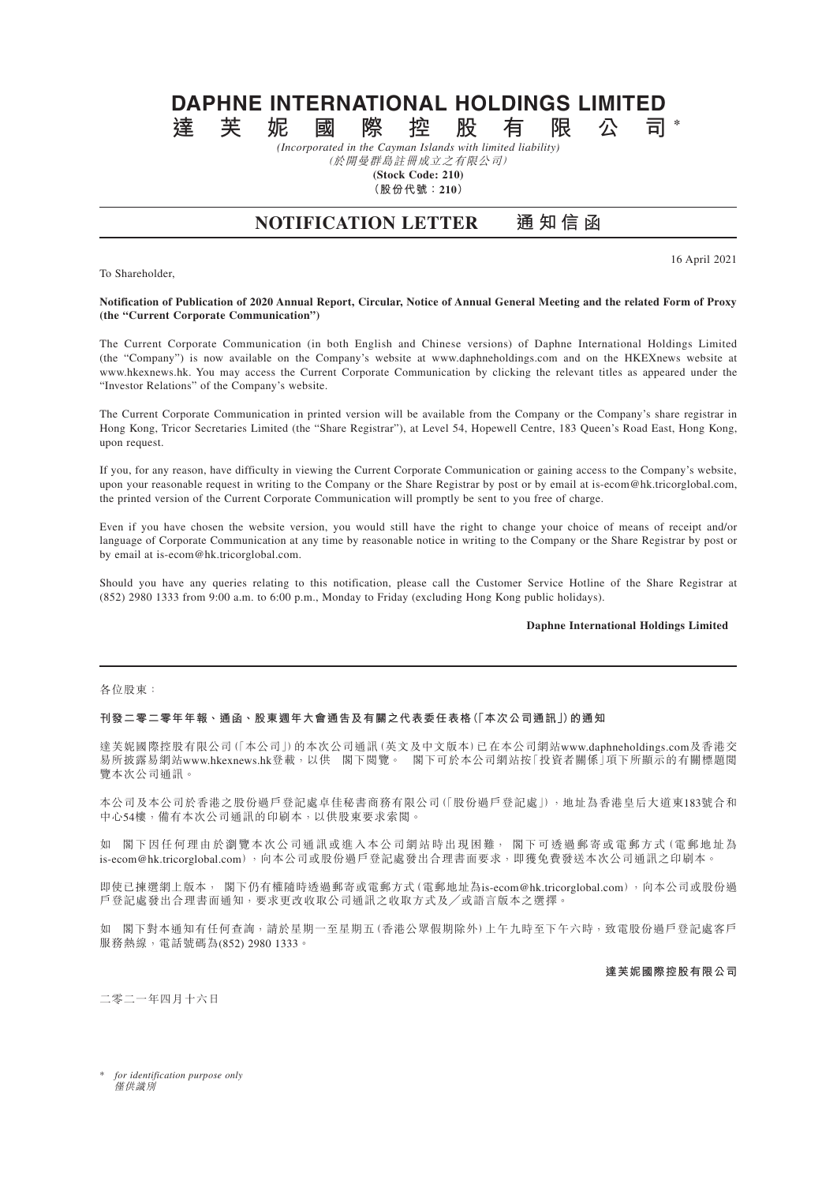# DAPHNE INTERNATIONAL HOLDINGS LIMITED
# 達芙妮國際控股有限公司*

*(Incorporated in the Cayman Islands with limited liability)*
*(於開曼群島註冊成立之有限公司)*
**(Stock Code: 210)**
**(股份代號：210)**

## NOTIFICATION LETTER 通知信函

16 April 2021

To Shareholder,

**Notification of Publication of 2020 Annual Report, Circular, Notice of Annual General Meeting and the related Form of Proxy (the "Current Corporate Communication")**

The Current Corporate Communication (in both English and Chinese versions) of Daphne International Holdings Limited (the "Company") is now available on the Company's website at www.daphneholdings.com and on the HKEXnews website at www.hkexnews.hk. You may access the Current Corporate Communication by clicking the relevant titles as appeared under the "Investor Relations" of the Company's website.

The Current Corporate Communication in printed version will be available from the Company or the Company's share registrar in Hong Kong, Tricor Secretaries Limited (the "Share Registrar"), at Level 54, Hopewell Centre, 183 Queen's Road East, Hong Kong, upon request.

If you, for any reason, have difficulty in viewing the Current Corporate Communication or gaining access to the Company's website, upon your reasonable request in writing to the Company or the Share Registrar by post or by email at is-ecom@hk.tricorglobal.com, the printed version of the Current Corporate Communication will promptly be sent to you free of charge.

Even if you have chosen the website version, you would still have the right to change your choice of means of receipt and/or language of Corporate Communication at any time by reasonable notice in writing to the Company or the Share Registrar by post or by email at is-ecom@hk.tricorglobal.com.

Should you have any queries relating to this notification, please call the Customer Service Hotline of the Share Registrar at (852) 2980 1333 from 9:00 a.m. to 6:00 p.m., Monday to Friday (excluding Hong Kong public holidays).

**Daphne International Holdings Limited**

---

各位股東：

**刊發二零二零年年報、通函、股東週年大會通告及有關之代表委任表格(「本次公司通訊」)的通知**

達芙妮國際控股有限公司(「本公司」)的本次公司通訊(英文及中文版本)已在本公司網站www.daphneholdings.com及香港交易所披露易網站www.hkexnews.hk登載，以供 閣下閱覽。 閣下可於本公司網站按「投資者關係」項下所顯示的有關標題閱覽本次公司通訊。

本公司及本公司於香港之股份過戶登記處卓佳秘書商務有限公司(「股份過戶登記處」)，地址為香港皇后大道東183號合和中心54樓，備有本次公司通訊的印刷本，以供股東要求索閱。

如 閣下因任何理由於瀏覽本次公司通訊或進入本公司網站時出現困難， 閣下可透過郵寄或電郵方式(電郵地址為is-ecom@hk.tricorglobal.com)，向本公司或股份過戶登記處發出合理書面要求，即獲免費發送本次公司通訊之印刷本。

即使已揀選網上版本， 閣下仍有權隨時透過郵寄或電郵方式(電郵地址為is-ecom@hk.tricorglobal.com)，向本公司或股份過戶登記處發出合理書面通知，要求更改收取公司通訊之收取方式及／或語言版本之選擇。

如 閣下對本通知有任何查詢，請於星期一至星期五(香港公眾假期除外)上午九時至下午六時，致電股份過戶登記處客戶服務熱線，電話號碼為(852) 2980 1333。

**達芙妮國際控股有限公司**

二零二一年四月十六日

\* *for identification purpose only*
*僅供識別*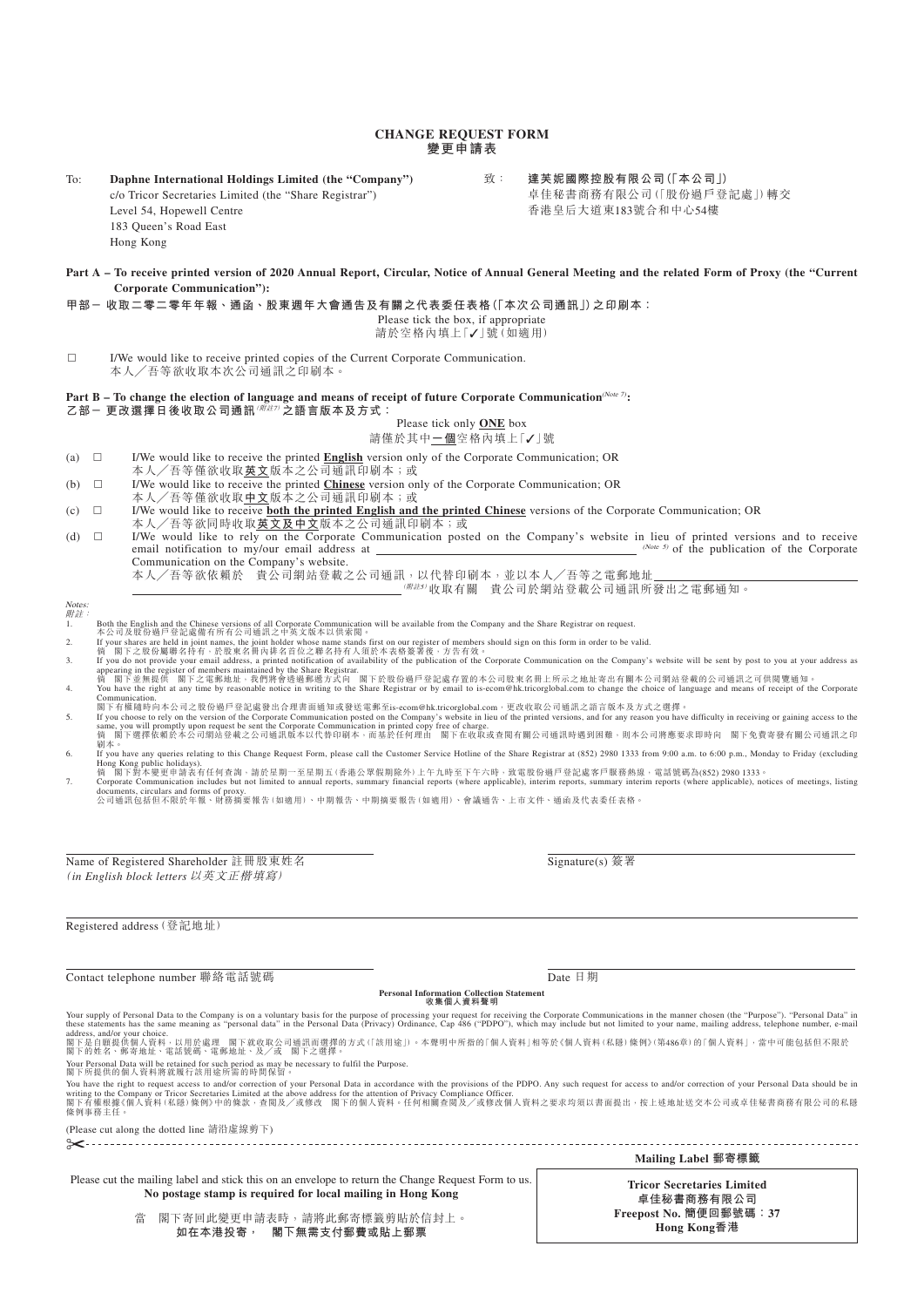# CHANGE REQUEST FORM
# 變更申請表

To: **Daphne International Holdings Limited (the "Company")**
c/o Tricor Secretaries Limited (the "Share Registrar")
Level 54, Hopewell Centre
183 Queen's Road East
Hong Kong

致： **達芙妮國際控股有限公司(「本公司」)**
卓佳秘書商務有限公司(「股份過戶登記處」)轉交
香港皇后大道東183號合和中心54樓

**Part A – To receive printed version of 2020 Annual Report, Circular, Notice of Annual General Meeting and the related Form of Proxy (the "Current Corporate Communication"):**

**甲部－ 收取二零二零年年報、通函、股東週年大會通告及有關之代表委任表格(「本次公司通訊」)之印刷本：**

Please tick the box, if appropriate
請於空格內填上「✓」號(如適用)

☐ I/We would like to receive printed copies of the Current Corporate Communication.
本人／吾等欲收取本次公司通訊之印刷本。

**Part B – To change the election of language and means of receipt of future Corporate Communication** (Note 7)**:**

**乙部－ 更改選擇日後收取公司通訊** (附註7) **之語言版本及方式：**

Please tick only **ONE** box
請僅於其中**一個**空格內填上「✓」號

(a) ☐ I/We would like to receive the printed **English** version only of the Corporate Communication; OR
本人／吾等僅欲收取**英文**版本之公司通訊印刷本；或

(b) ☐ I/We would like to receive the printed **Chinese** version only of the Corporate Communication; OR
本人／吾等僅欲收取**中文**版本之公司通訊印刷本；或

(c) ☐ I/We would like to receive **both the printed English and the printed Chinese** versions of the Corporate Communication; OR
本人／吾等欲同時收取**英文及中文**版本之公司通訊印刷本；或

(d) ☐ I/We would like to rely on the Corporate Communication posted on the Company's website in lieu of printed versions and to receive email notification to my/our email address at ______________________ (Note 5) of the publication of the Corporate Communication on the Company's website.
本人／吾等欲依賴於 貴公司網站登載之公司通訊，以代替印刷本，並以本人／吾等之電郵地址______________________ (附註5)收取有關 貴公司於網站登載公司通訊所發出之電郵通知。

*Notes:*
*附註：*

1. Both the English and the Chinese versions of all Corporate Communication will be available from the Company and the Share Registrar on request.
本公司及股份過戶登記處備有所有公司通訊之中英文版本以供索閱。
2. If your shares are held in joint names, the joint holder whose name stands first on our register of members should sign on this form in order to be valid.
倘 閣下之股份屬聯名持有，於股東名冊內排名首位之聯名持有人須於本表格簽署後，方告有效。
3. If you do not provide your email address, a printed notification of availability of the publication of the Corporate Communication on the Company's website will be sent by post to you at your address as appearing in the register of members maintained by the Share Registrar.
倘 閣下並無提供 閣下之電郵地址，我們將會透過郵遞方式向 閣下於股份過戶登記處存置的本公司股東名冊上所示之地址寄出有關本公司網站登載的公司通訊之可供閱覽通知。
4. You have the right at any time by reasonable notice in writing to the Share Registrar or by email to is-ecom@hk.tricorglobal.com to change the choice of language and means of receipt of the Corporate Communication.
閣下有權隨時向本公司之股份過戶登記處發出合理書面通知或發送電郵至is-ecom@hk.tricorglobal.com，更改收取公司通訊之語言版本及方式之選擇。
5. If you choose to rely on the version of the Corporate Communication posted on the Company's website in lieu of the printed versions, and for any reason you have difficulty in receiving or gaining access to the same, you will promptly upon request be sent the Corporate Communication in printed copy free of charge.
倘 閣下選擇依賴於本公司網站登載之公司通訊版本以代替印刷本，而基於任何理由 閣下在收取或查閱有關公司通訊時遇到困難，則本公司將應要求即時向 閣下免費寄發有關公司通訊之印刷本。
6. If you have any queries relating to this Change Request Form, please call the Customer Service Hotline of the Share Registrar at (852) 2980 1333 from 9:00 a.m. to 6:00 p.m., Monday to Friday (excluding Hong Kong public holidays).
倘 閣下對本變更申請表有任何查詢，請於星期一至星期五(香港公眾假期除外)上午九時至下午六時，致電股份過戶登記處客戶服務熱線，電話號碼為(852) 2980 1333。
7. Corporate Communication includes but not limited to annual reports, summary financial reports (where applicable), interim reports, summary interim reports (where applicable), notices of meetings, listing documents, circulars and forms of proxy.
公司通訊包括但不限於年報、財務摘要報告(如適用)、中期報告、中期摘要報告(如適用)、會議通告、上市文件、通函及代表委任表格。

______________________
Name of Registered Shareholder 註冊股東姓名
*(in English block letters 以英文正楷填寫)*

______________________
Signature(s) 簽署

______________________
Registered address (登記地址)

______________________
Contact telephone number 聯絡電話號碼

______________________
Date 日期

**Personal Information Collection Statement**
**收集個人資料聲明**

Your supply of Personal Data to the Company is on a voluntary basis for the purpose of processing your request for receiving the Corporate Communications in the manner chosen (the "Purpose"). "Personal Data" in these statements has the same meaning as "personal data" in the Personal Data (Privacy) Ordinance, Cap 486 ("PDPO"), which may include but not limited to your name, mailing address, telephone number, e-mail address, and/or your choice.
閣下是自願提供個人資料，以用於處理 閣下就收取公司通訊而選擇的方式(「該用途」)。本聲明中所指的「個人資料」相等於《個人資料(私隱)條例》(第486章)的「個人資料」，當中可能包括但不限於閣下的姓名、郵寄地址、電話號碼、電郵地址、及／或 閣下之選擇。

Your Personal Data will be retained for such period as may be necessary to fulfil the Purpose.
閣下所提供的個人資料將就履行該用途所需的時間保留。

You have the right to request access to and/or correction of your Personal Data in accordance with the provisions of the PDPO. Any such request for access to and/or correction of your Personal Data should be in writing to the Company or Tricor Secretaries Limited at the above address for the attention of Privacy Compliance Officer.
閣下有權根據《個人資料(私隱)條例》中的條款，查閱及／或修改 閣下的個人資料。任何相關查閱及／或修改個人資料之要求均須以書面提出，按上述地址送交本公司或卓佳秘書商務有限公司的私隱條例事務主任。

(Please cut along the dotted line 請沿虛線剪下)

✂ - - - - - - - - - - - - - - - - - - - - - - - - - - - - - - - - - - - - - - - - - - - - - - -

Please cut the mailing label and stick this on an envelope to return the Change Request Form to us.
**No postage stamp is required for local mailing in Hong Kong**

當 閣下寄回此變更申請表時，請將此郵寄標籤剪貼於信封上。
**如在本港投寄， 閣下無需支付郵費或貼上郵票**

**Mailing Label 郵寄標籤**

**Tricor Secretaries Limited**
**卓佳秘書商務有限公司**
**Freepost No. 簡便回郵號碼：37**
**Hong Kong香港**